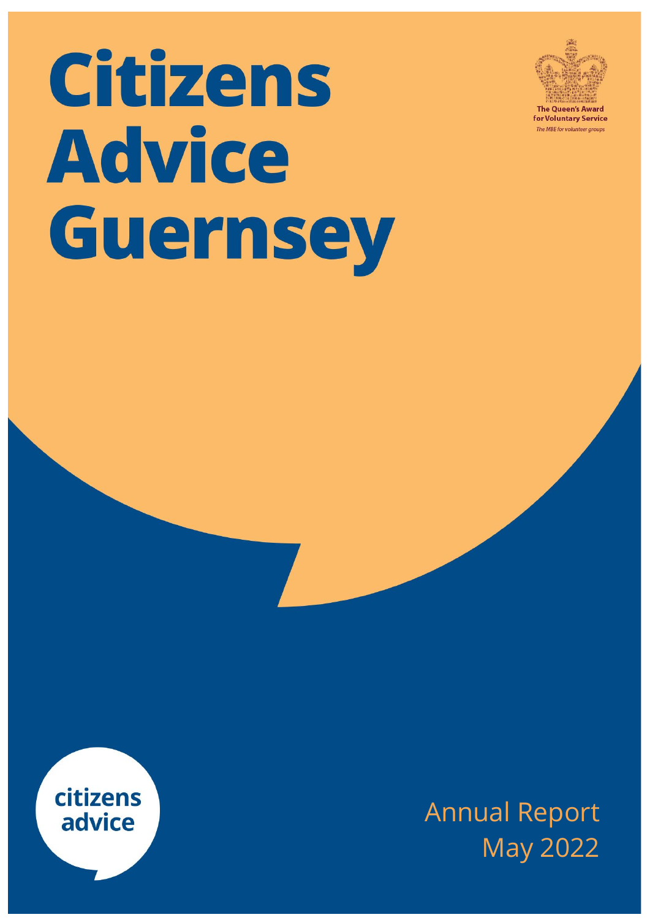# Citizens Advice Guernsey

The Queen's Award for Voluntary Service

*The MBE for volunteer groups*

citizens advice

Annual Report
May 2022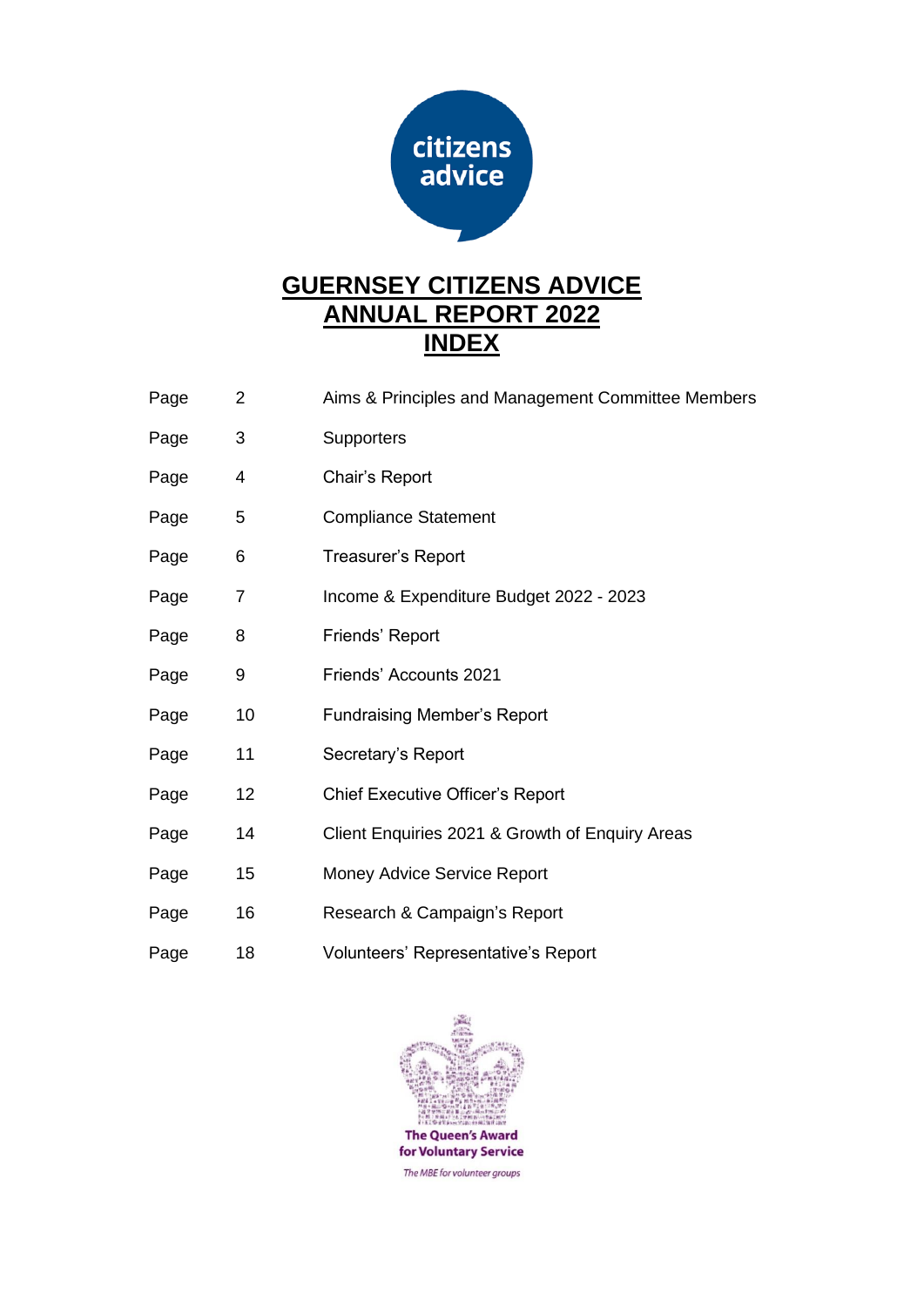# GUERNSEY CITIZENS ADVICE
# ANNUAL REPORT 2022
# INDEX

| | | |
|---|---|---|
| Page | 2 | Aims & Principles and Management Committee Members |
| Page | 3 | Supporters |
| Page | 4 | Chair's Report |
| Page | 5 | Compliance Statement |
| Page | 6 | Treasurer's Report |
| Page | 7 | Income & Expenditure Budget 2022 - 2023 |
| Page | 8 | Friends' Report |
| Page | 9 | Friends' Accounts 2021 |
| Page | 10 | Fundraising Member's Report |
| Page | 11 | Secretary's Report |
| Page | 12 | Chief Executive Officer's Report |
| Page | 14 | Client Enquiries 2021 & Growth of Enquiry Areas |
| Page | 15 | Money Advice Service Report |
| Page | 16 | Research & Campaign's Report |
| Page | 18 | Volunteers' Representative's Report |

The Queen's Award for Voluntary Service

*The MBE for volunteer groups*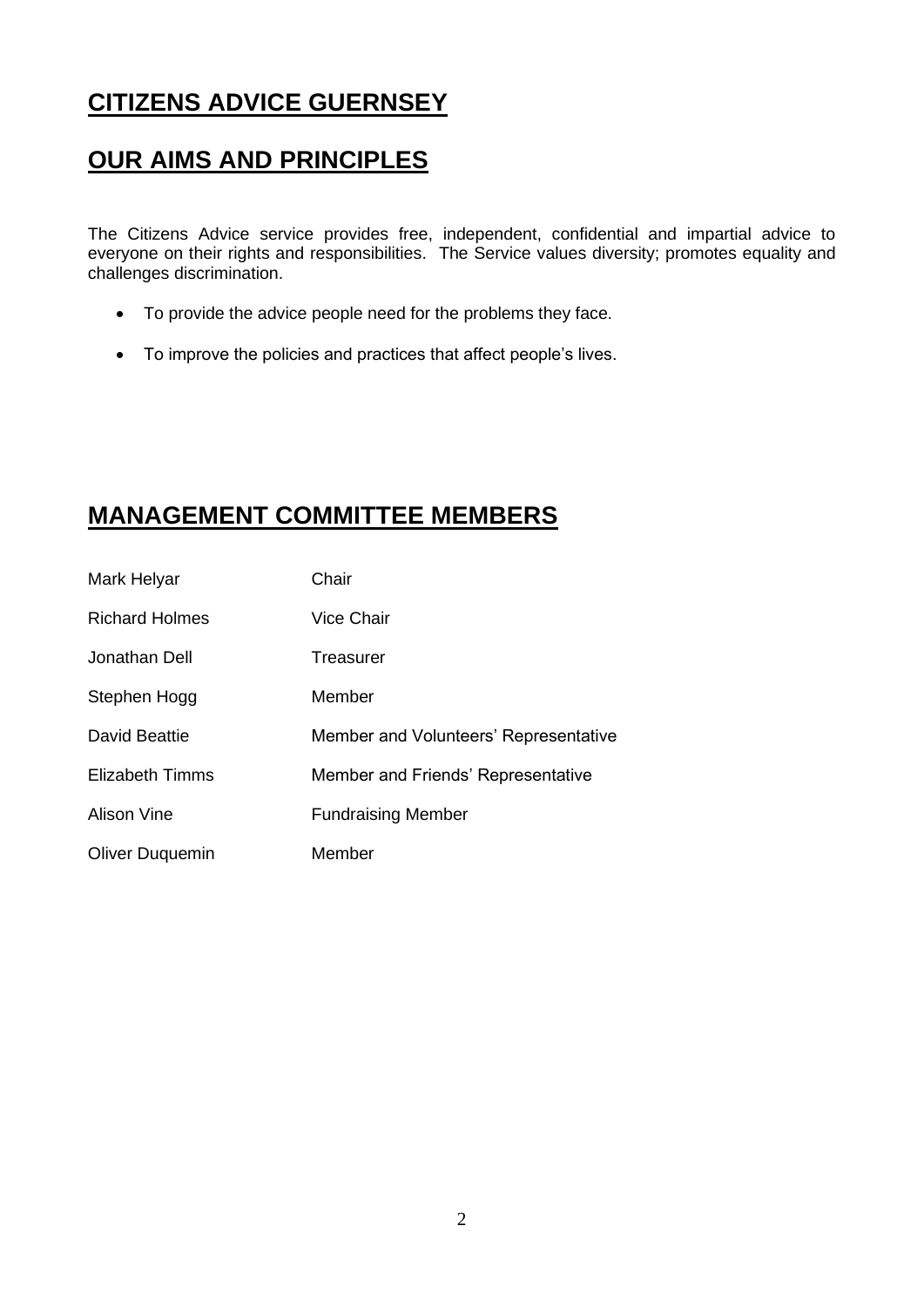# CITIZENS ADVICE GUERNSEY

# OUR AIMS AND PRINCIPLES

The Citizens Advice service provides free, independent, confidential and impartial advice to everyone on their rights and responsibilities. The Service values diversity; promotes equality and challenges discrimination.

- To provide the advice people need for the problems they face.
- To improve the policies and practices that affect people's lives.

# MANAGEMENT COMMITTEE MEMBERS

| | |
|---|---|
| Mark Helyar | Chair |
| Richard Holmes | Vice Chair |
| Jonathan Dell | Treasurer |
| Stephen Hogg | Member |
| David Beattie | Member and Volunteers' Representative |
| Elizabeth Timms | Member and Friends' Representative |
| Alison Vine | Fundraising Member |
| Oliver Duquemin | Member |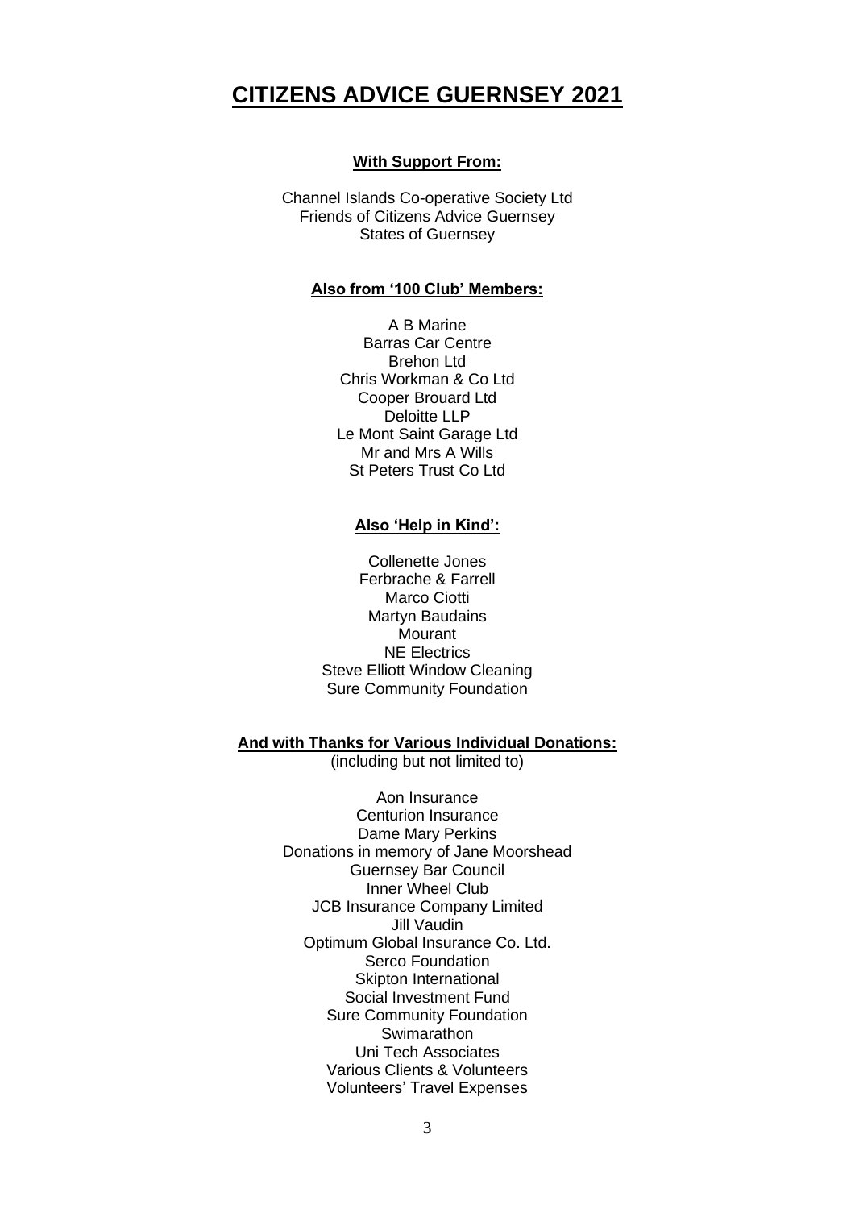# CITIZENS ADVICE GUERNSEY 2021

**With Support From:**

Channel Islands Co-operative Society Ltd
Friends of Citizens Advice Guernsey
States of Guernsey

**Also from '100 Club' Members:**

A B Marine
Barras Car Centre
Brehon Ltd
Chris Workman & Co Ltd
Cooper Brouard Ltd
Deloitte LLP
Le Mont Saint Garage Ltd
Mr and Mrs A Wills
St Peters Trust Co Ltd

**Also 'Help in Kind':**

Collenette Jones
Ferbrache & Farrell
Marco Ciotti
Martyn Baudains
Mourant
NE Electrics
Steve Elliott Window Cleaning
Sure Community Foundation

**And with Thanks for Various Individual Donations:**
(including but not limited to)

Aon Insurance
Centurion Insurance
Dame Mary Perkins
Donations in memory of Jane Moorshead
Guernsey Bar Council
Inner Wheel Club
JCB Insurance Company Limited
Jill Vaudin
Optimum Global Insurance Co. Ltd.
Serco Foundation
Skipton International
Social Investment Fund
Sure Community Foundation
Swimarathon
Uni Tech Associates
Various Clients & Volunteers
Volunteers' Travel Expenses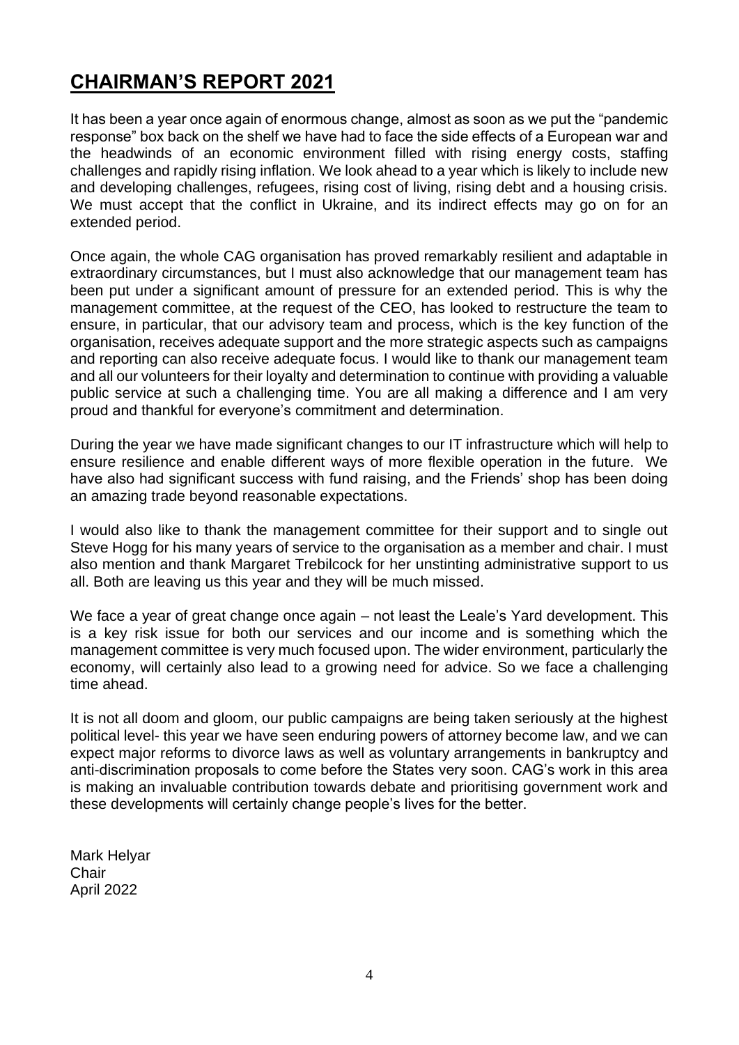# CHAIRMAN'S REPORT 2021

It has been a year once again of enormous change, almost as soon as we put the "pandemic response" box back on the shelf we have had to face the side effects of a European war and the headwinds of an economic environment filled with rising energy costs, staffing challenges and rapidly rising inflation. We look ahead to a year which is likely to include new and developing challenges, refugees, rising cost of living, rising debt and a housing crisis. We must accept that the conflict in Ukraine, and its indirect effects may go on for an extended period.

Once again, the whole CAG organisation has proved remarkably resilient and adaptable in extraordinary circumstances, but I must also acknowledge that our management team has been put under a significant amount of pressure for an extended period. This is why the management committee, at the request of the CEO, has looked to restructure the team to ensure, in particular, that our advisory team and process, which is the key function of the organisation, receives adequate support and the more strategic aspects such as campaigns and reporting can also receive adequate focus. I would like to thank our management team and all our volunteers for their loyalty and determination to continue with providing a valuable public service at such a challenging time. You are all making a difference and I am very proud and thankful for everyone's commitment and determination.

During the year we have made significant changes to our IT infrastructure which will help to ensure resilience and enable different ways of more flexible operation in the future. We have also had significant success with fund raising, and the Friends' shop has been doing an amazing trade beyond reasonable expectations.

I would also like to thank the management committee for their support and to single out Steve Hogg for his many years of service to the organisation as a member and chair. I must also mention and thank Margaret Trebilcock for her unstinting administrative support to us all. Both are leaving us this year and they will be much missed.

We face a year of great change once again – not least the Leale's Yard development. This is a key risk issue for both our services and our income and is something which the management committee is very much focused upon. The wider environment, particularly the economy, will certainly also lead to a growing need for advice. So we face a challenging time ahead.

It is not all doom and gloom, our public campaigns are being taken seriously at the highest political level- this year we have seen enduring powers of attorney become law, and we can expect major reforms to divorce laws as well as voluntary arrangements in bankruptcy and anti-discrimination proposals to come before the States very soon. CAG's work in this area is making an invaluable contribution towards debate and prioritising government work and these developments will certainly change people's lives for the better.

Mark Helyar
Chair
April 2022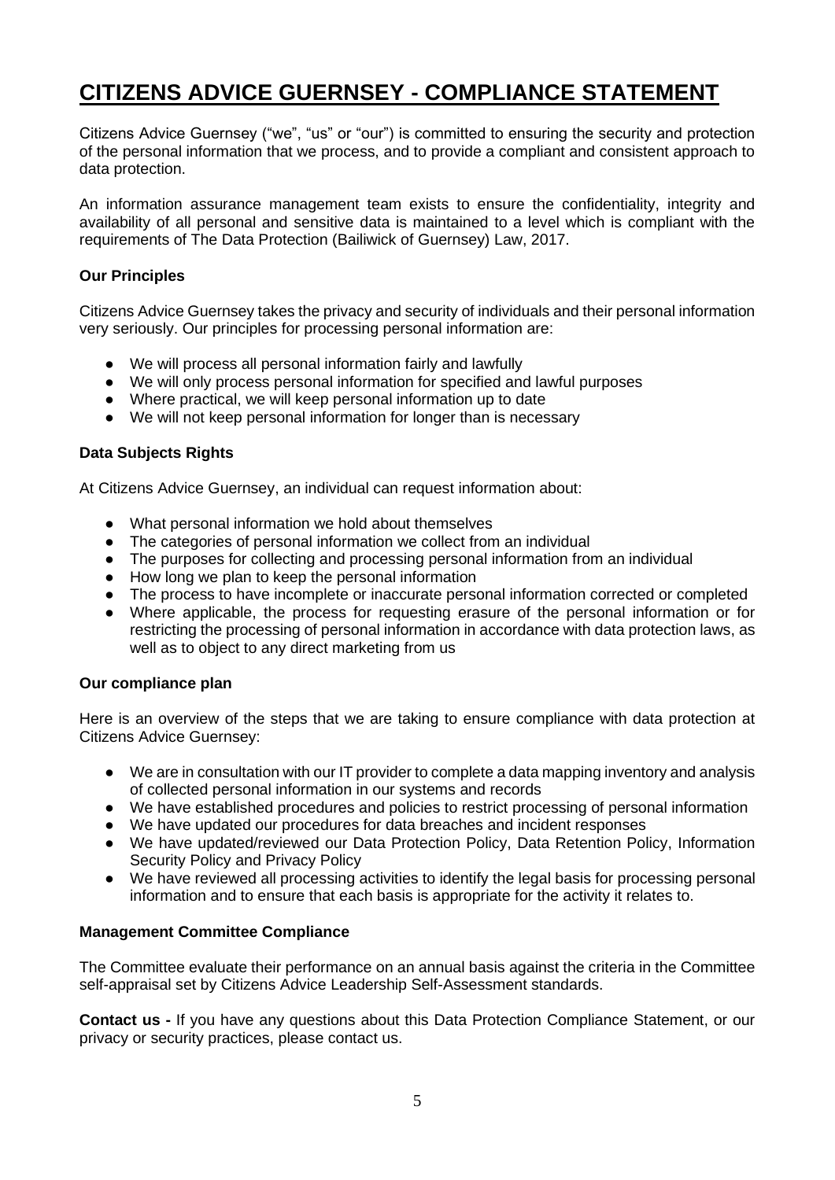# CITIZENS ADVICE GUERNSEY - COMPLIANCE STATEMENT

Citizens Advice Guernsey ("we", "us" or "our") is committed to ensuring the security and protection of the personal information that we process, and to provide a compliant and consistent approach to data protection.

An information assurance management team exists to ensure the confidentiality, integrity and availability of all personal and sensitive data is maintained to a level which is compliant with the requirements of The Data Protection (Bailiwick of Guernsey) Law, 2017.

**Our Principles**

Citizens Advice Guernsey takes the privacy and security of individuals and their personal information very seriously. Our principles for processing personal information are:

- We will process all personal information fairly and lawfully
- We will only process personal information for specified and lawful purposes
- Where practical, we will keep personal information up to date
- We will not keep personal information for longer than is necessary

**Data Subjects Rights**

At Citizens Advice Guernsey, an individual can request information about:

- What personal information we hold about themselves
- The categories of personal information we collect from an individual
- The purposes for collecting and processing personal information from an individual
- How long we plan to keep the personal information
- The process to have incomplete or inaccurate personal information corrected or completed
- Where applicable, the process for requesting erasure of the personal information or for restricting the processing of personal information in accordance with data protection laws, as well as to object to any direct marketing from us

**Our compliance plan**

Here is an overview of the steps that we are taking to ensure compliance with data protection at Citizens Advice Guernsey:

- We are in consultation with our IT provider to complete a data mapping inventory and analysis of collected personal information in our systems and records
- We have established procedures and policies to restrict processing of personal information
- We have updated our procedures for data breaches and incident responses
- We have updated/reviewed our Data Protection Policy, Data Retention Policy, Information Security Policy and Privacy Policy
- We have reviewed all processing activities to identify the legal basis for processing personal information and to ensure that each basis is appropriate for the activity it relates to.

**Management Committee Compliance**

The Committee evaluate their performance on an annual basis against the criteria in the Committee self-appraisal set by Citizens Advice Leadership Self-Assessment standards.

**Contact us -** If you have any questions about this Data Protection Compliance Statement, or our privacy or security practices, please contact us.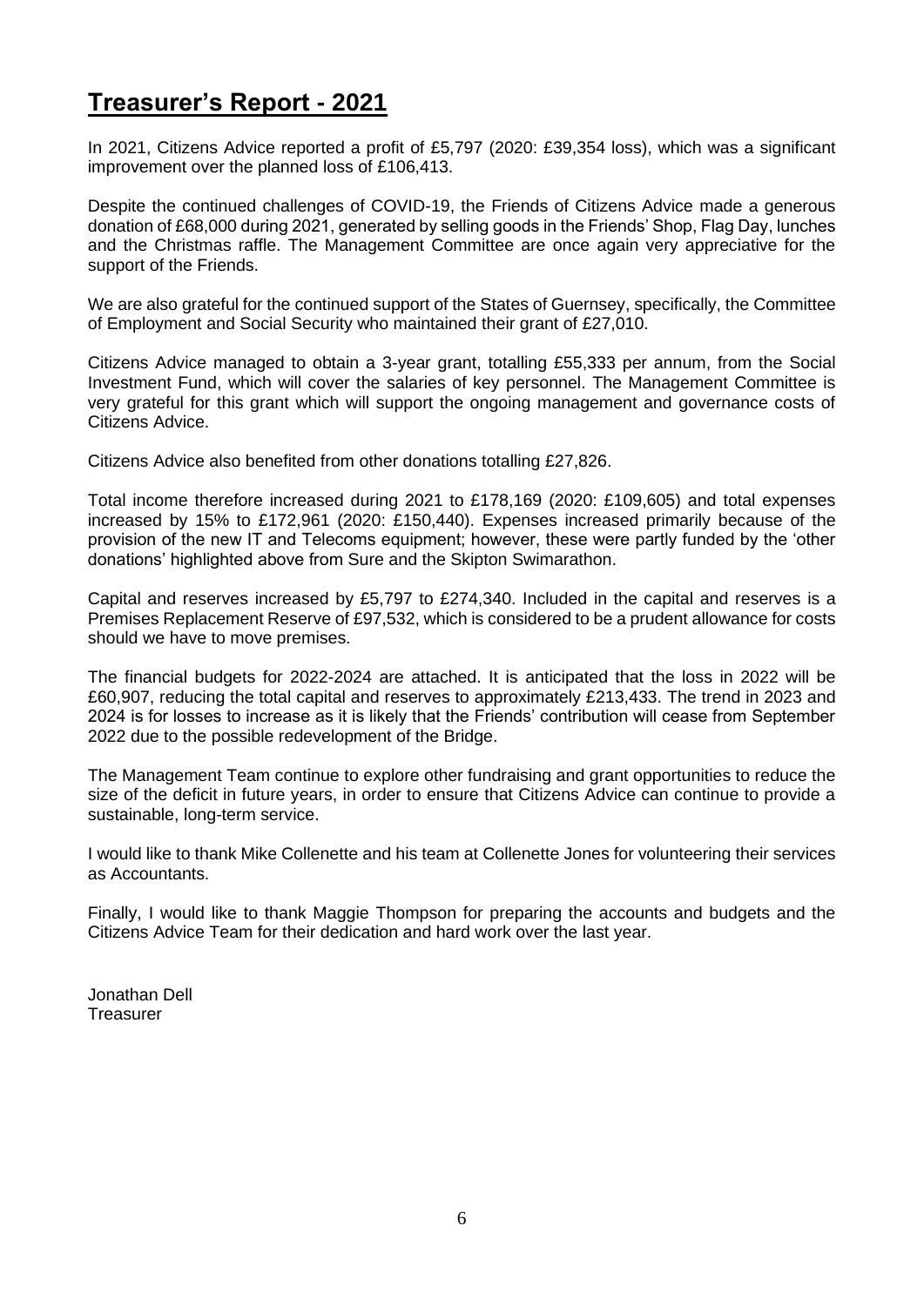# Treasurer's Report - 2021

In 2021, Citizens Advice reported a profit of £5,797 (2020: £39,354 loss), which was a significant improvement over the planned loss of £106,413.

Despite the continued challenges of COVID-19, the Friends of Citizens Advice made a generous donation of £68,000 during 2021, generated by selling goods in the Friends' Shop, Flag Day, lunches and the Christmas raffle. The Management Committee are once again very appreciative for the support of the Friends.

We are also grateful for the continued support of the States of Guernsey, specifically, the Committee of Employment and Social Security who maintained their grant of £27,010.

Citizens Advice managed to obtain a 3-year grant, totalling £55,333 per annum, from the Social Investment Fund, which will cover the salaries of key personnel. The Management Committee is very grateful for this grant which will support the ongoing management and governance costs of Citizens Advice.

Citizens Advice also benefited from other donations totalling £27,826.

Total income therefore increased during 2021 to £178,169 (2020: £109,605) and total expenses increased by 15% to £172,961 (2020: £150,440). Expenses increased primarily because of the provision of the new IT and Telecoms equipment; however, these were partly funded by the 'other donations' highlighted above from Sure and the Skipton Swimarathon.

Capital and reserves increased by £5,797 to £274,340. Included in the capital and reserves is a Premises Replacement Reserve of £97,532, which is considered to be a prudent allowance for costs should we have to move premises.

The financial budgets for 2022-2024 are attached. It is anticipated that the loss in 2022 will be £60,907, reducing the total capital and reserves to approximately £213,433. The trend in 2023 and 2024 is for losses to increase as it is likely that the Friends' contribution will cease from September 2022 due to the possible redevelopment of the Bridge.

The Management Team continue to explore other fundraising and grant opportunities to reduce the size of the deficit in future years, in order to ensure that Citizens Advice can continue to provide a sustainable, long-term service.

I would like to thank Mike Collenette and his team at Collenette Jones for volunteering their services as Accountants.

Finally, I would like to thank Maggie Thompson for preparing the accounts and budgets and the Citizens Advice Team for their dedication and hard work over the last year.

Jonathan Dell
Treasurer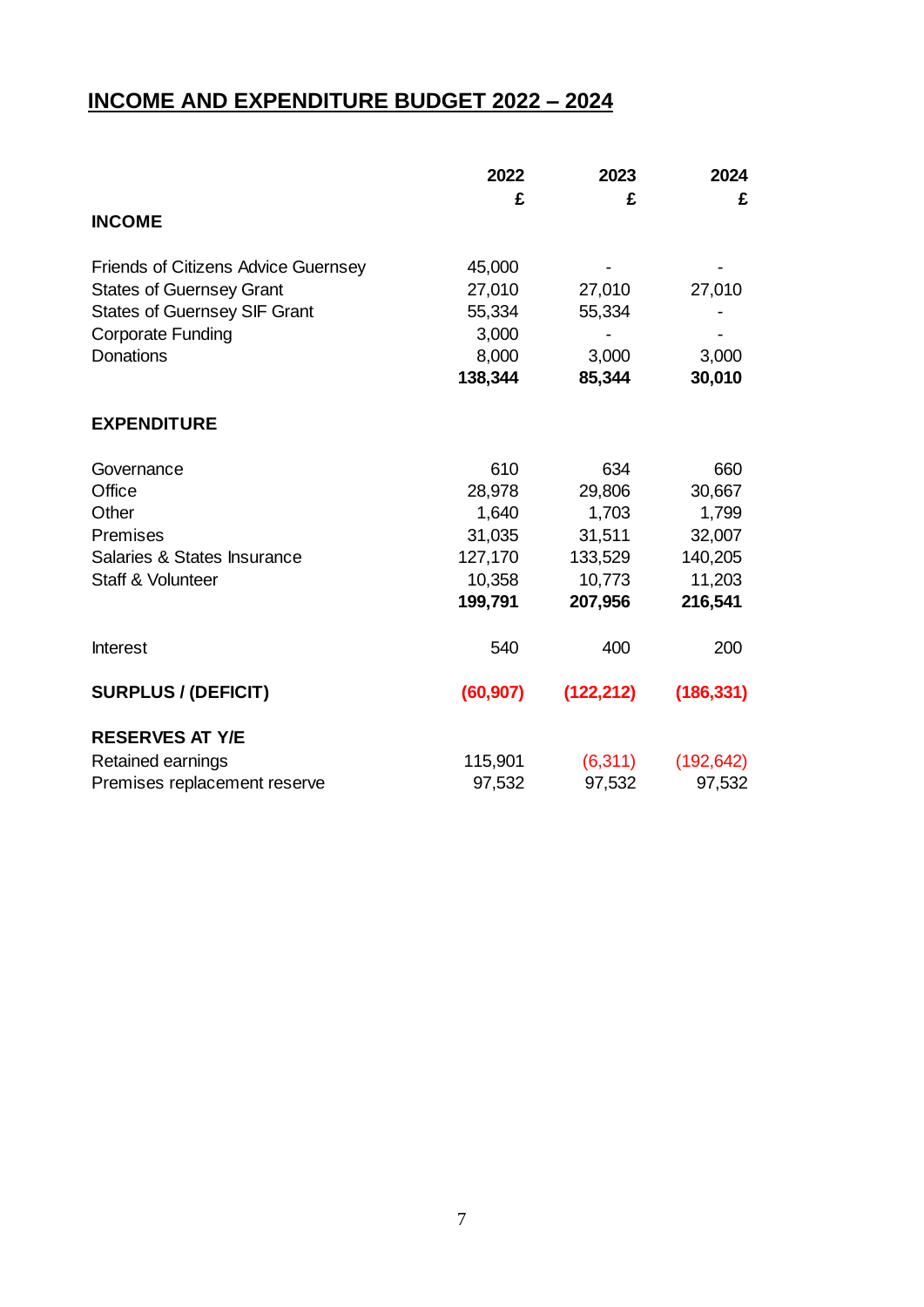# INCOME AND EXPENDITURE BUDGET 2022 – 2024

| | 2022 | 2023 | 2024 |
|---|---|---|---|
| | £ | £ | £ |
| **INCOME** | | | |
| Friends of Citizens Advice Guernsey | 45,000 | - | - |
| States of Guernsey Grant | 27,010 | 27,010 | 27,010 |
| States of Guernsey SIF Grant | 55,334 | 55,334 | - |
| Corporate Funding | 3,000 | - | - |
| Donations | 8,000 | 3,000 | 3,000 |
| | **138,344** | **85,344** | **30,010** |
| **EXPENDITURE** | | | |
| Governance | 610 | 634 | 660 |
| Office | 28,978 | 29,806 | 30,667 |
| Other | 1,640 | 1,703 | 1,799 |
| Premises | 31,035 | 31,511 | 32,007 |
| Salaries & States Insurance | 127,170 | 133,529 | 140,205 |
| Staff & Volunteer | 10,358 | 10,773 | 11,203 |
| | **199,791** | **207,956** | **216,541** |
| Interest | 540 | 400 | 200 |
| **SURPLUS / (DEFICIT)** | **(60,907)** | **(122,212)** | **(186,331)** |
| **RESERVES AT Y/E** | | | |
| Retained earnings | 115,901 | (6,311) | (192,642) |
| Premises replacement reserve | 97,532 | 97,532 | 97,532 |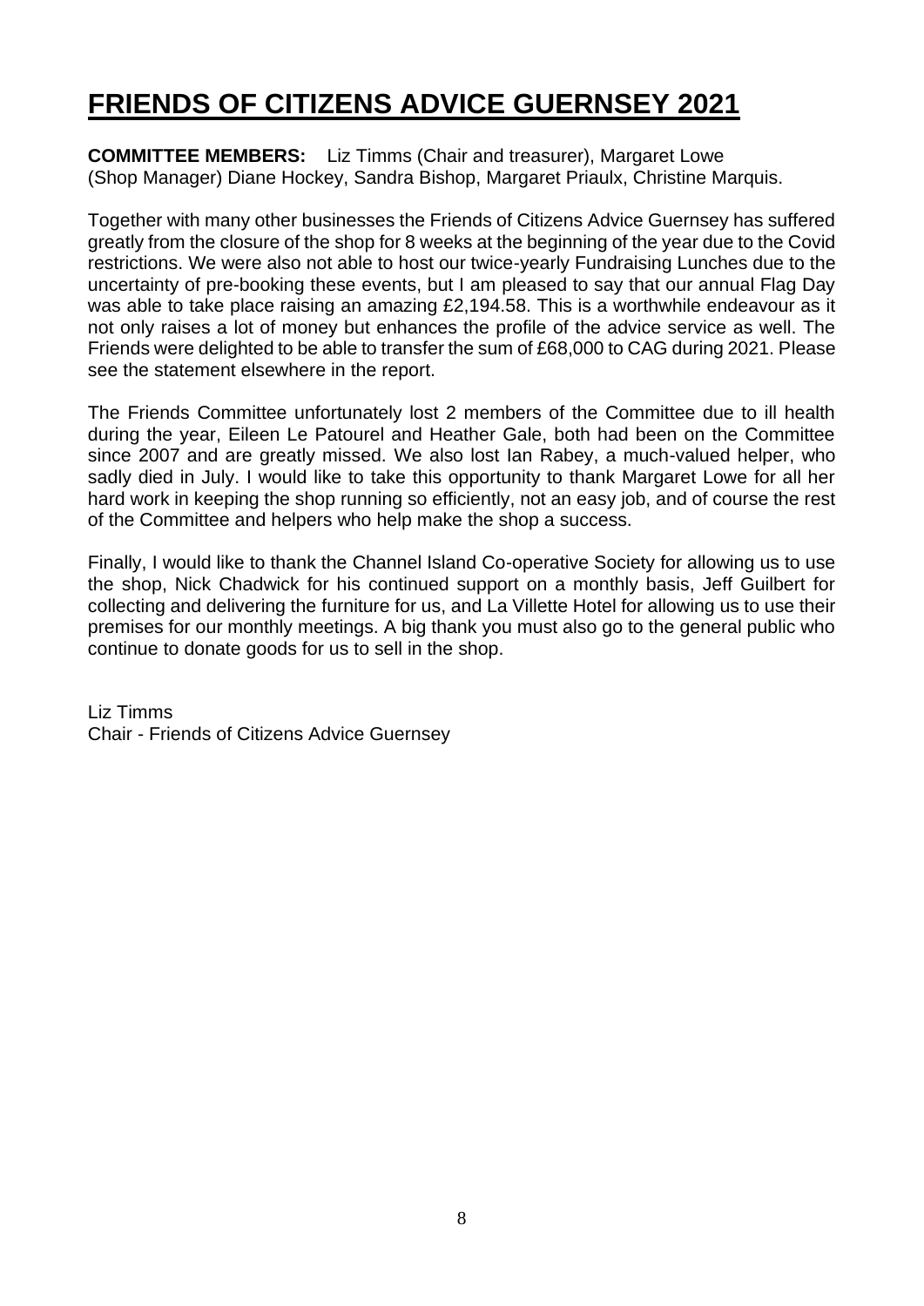# FRIENDS OF CITIZENS ADVICE GUERNSEY 2021

**COMMITTEE MEMBERS:** Liz Timms (Chair and treasurer), Margaret Lowe (Shop Manager) Diane Hockey, Sandra Bishop, Margaret Priaulx, Christine Marquis.

Together with many other businesses the Friends of Citizens Advice Guernsey has suffered greatly from the closure of the shop for 8 weeks at the beginning of the year due to the Covid restrictions. We were also not able to host our twice-yearly Fundraising Lunches due to the uncertainty of pre-booking these events, but I am pleased to say that our annual Flag Day was able to take place raising an amazing £2,194.58. This is a worthwhile endeavour as it not only raises a lot of money but enhances the profile of the advice service as well. The Friends were delighted to be able to transfer the sum of £68,000 to CAG during 2021. Please see the statement elsewhere in the report.

The Friends Committee unfortunately lost 2 members of the Committee due to ill health during the year, Eileen Le Patourel and Heather Gale, both had been on the Committee since 2007 and are greatly missed. We also lost Ian Rabey, a much-valued helper, who sadly died in July. I would like to take this opportunity to thank Margaret Lowe for all her hard work in keeping the shop running so efficiently, not an easy job, and of course the rest of the Committee and helpers who help make the shop a success.

Finally, I would like to thank the Channel Island Co-operative Society for allowing us to use the shop, Nick Chadwick for his continued support on a monthly basis, Jeff Guilbert for collecting and delivering the furniture for us, and La Villette Hotel for allowing us to use their premises for our monthly meetings. A big thank you must also go to the general public who continue to donate goods for us to sell in the shop.

Liz Timms
Chair - Friends of Citizens Advice Guernsey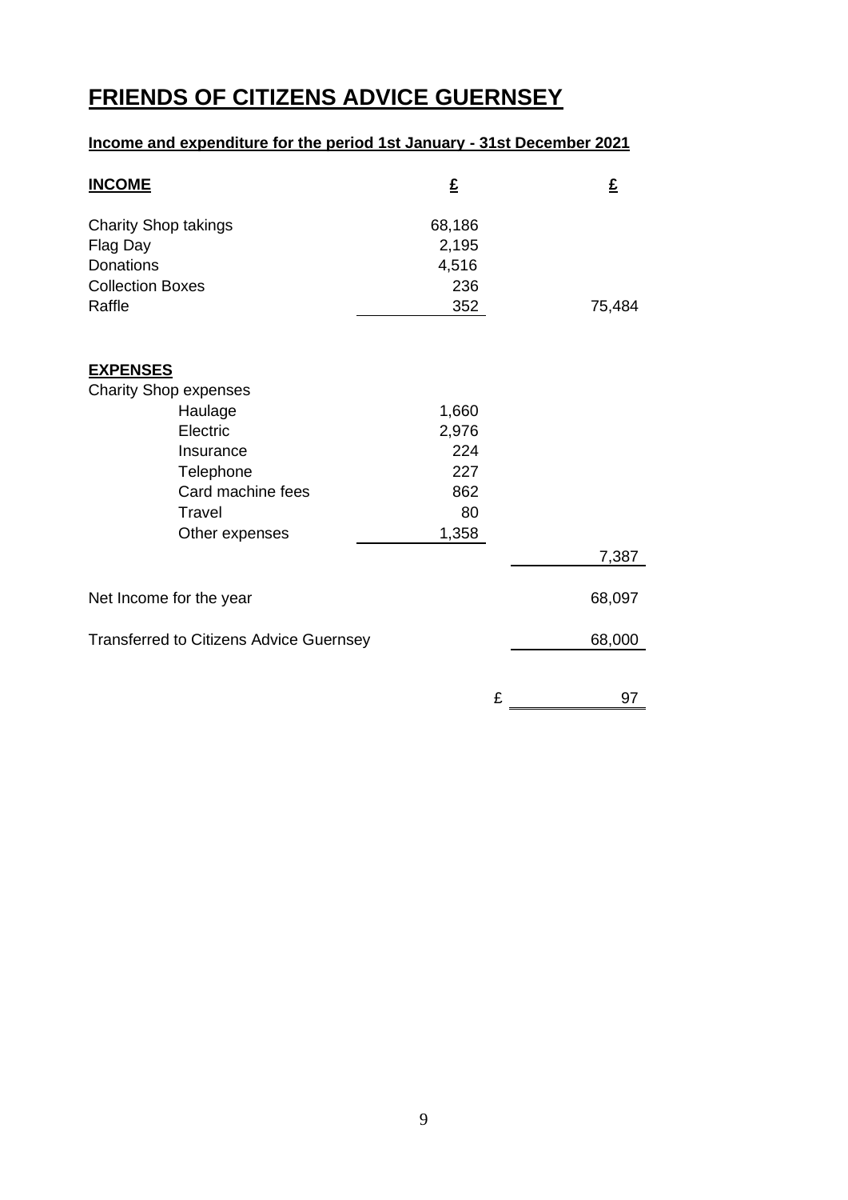# FRIENDS OF CITIZENS ADVICE GUERNSEY

**Income and expenditure for the period 1st January - 31st December 2021**

| **INCOME** | **£** | **£** |
|---|---|---|
| Charity Shop takings | 68,186 | |
| Flag Day | 2,195 | |
| Donations | 4,516 | |
| Collection Boxes | 236 | |
| Raffle | 352 | 75,484 |
| | | |
| **EXPENSES** | | |
| Charity Shop expenses | | |
| Haulage | 1,660 | |
| Electric | 2,976 | |
| Insurance | 224 | |
| Telephone | 227 | |
| Card machine fees | 862 | |
| Travel | 80 | |
| Other expenses | 1,358 | |
| | | 7,387 |
| | | |
| Net Income for the year | | 68,097 |
| | | |
| Transferred to Citizens Advice Guernsey | | 68,000 |
| | | |
| | £ | 97 |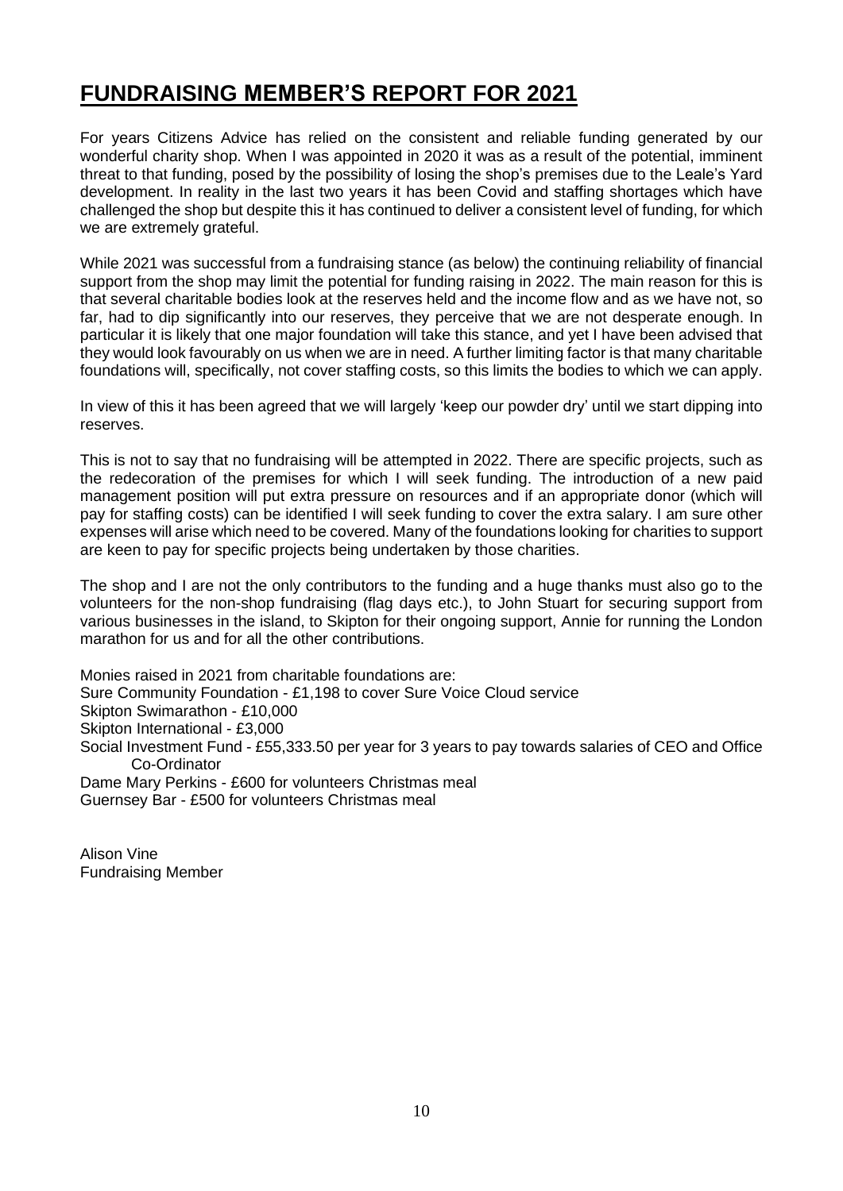# FUNDRAISING MEMBER'S REPORT FOR 2021

For years Citizens Advice has relied on the consistent and reliable funding generated by our wonderful charity shop. When I was appointed in 2020 it was as a result of the potential, imminent threat to that funding, posed by the possibility of losing the shop's premises due to the Leale's Yard development. In reality in the last two years it has been Covid and staffing shortages which have challenged the shop but despite this it has continued to deliver a consistent level of funding, for which we are extremely grateful.

While 2021 was successful from a fundraising stance (as below) the continuing reliability of financial support from the shop may limit the potential for funding raising in 2022. The main reason for this is that several charitable bodies look at the reserves held and the income flow and as we have not, so far, had to dip significantly into our reserves, they perceive that we are not desperate enough. In particular it is likely that one major foundation will take this stance, and yet I have been advised that they would look favourably on us when we are in need. A further limiting factor is that many charitable foundations will, specifically, not cover staffing costs, so this limits the bodies to which we can apply.

In view of this it has been agreed that we will largely 'keep our powder dry' until we start dipping into reserves.

This is not to say that no fundraising will be attempted in 2022. There are specific projects, such as the redecoration of the premises for which I will seek funding. The introduction of a new paid management position will put extra pressure on resources and if an appropriate donor (which will pay for staffing costs) can be identified I will seek funding to cover the extra salary. I am sure other expenses will arise which need to be covered. Many of the foundations looking for charities to support are keen to pay for specific projects being undertaken by those charities.

The shop and I are not the only contributors to the funding and a huge thanks must also go to the volunteers for the non-shop fundraising (flag days etc.), to John Stuart for securing support from various businesses in the island, to Skipton for their ongoing support, Annie for running the London marathon for us and for all the other contributions.

Monies raised in 2021 from charitable foundations are:
Sure Community Foundation - £1,198 to cover Sure Voice Cloud service
Skipton Swimarathon - £10,000
Skipton International - £3,000
Social Investment Fund - £55,333.50 per year for 3 years to pay towards salaries of CEO and Office Co-Ordinator
Dame Mary Perkins - £600 for volunteers Christmas meal
Guernsey Bar - £500 for volunteers Christmas meal

Alison Vine
Fundraising Member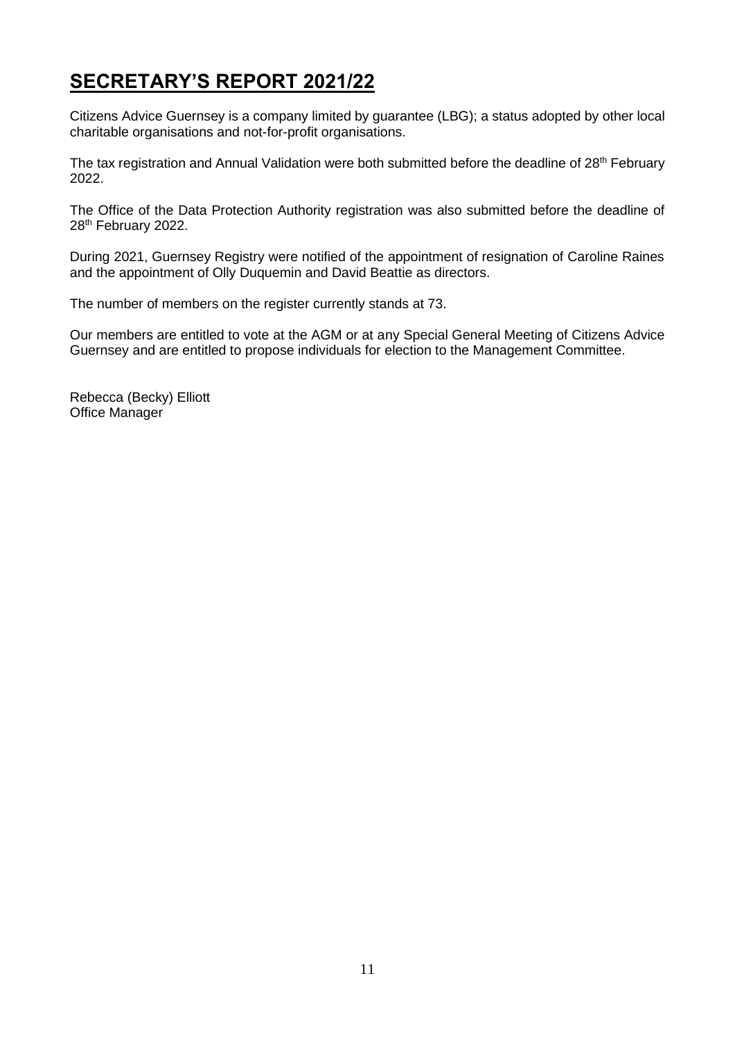# SECRETARY'S REPORT 2021/22

Citizens Advice Guernsey is a company limited by guarantee (LBG); a status adopted by other local charitable organisations and not-for-profit organisations.

The tax registration and Annual Validation were both submitted before the deadline of 28th February 2022.

The Office of the Data Protection Authority registration was also submitted before the deadline of 28th February 2022.

During 2021, Guernsey Registry were notified of the appointment of resignation of Caroline Raines and the appointment of Olly Duquemin and David Beattie as directors.

The number of members on the register currently stands at 73.

Our members are entitled to vote at the AGM or at any Special General Meeting of Citizens Advice Guernsey and are entitled to propose individuals for election to the Management Committee.

Rebecca (Becky) Elliott
Office Manager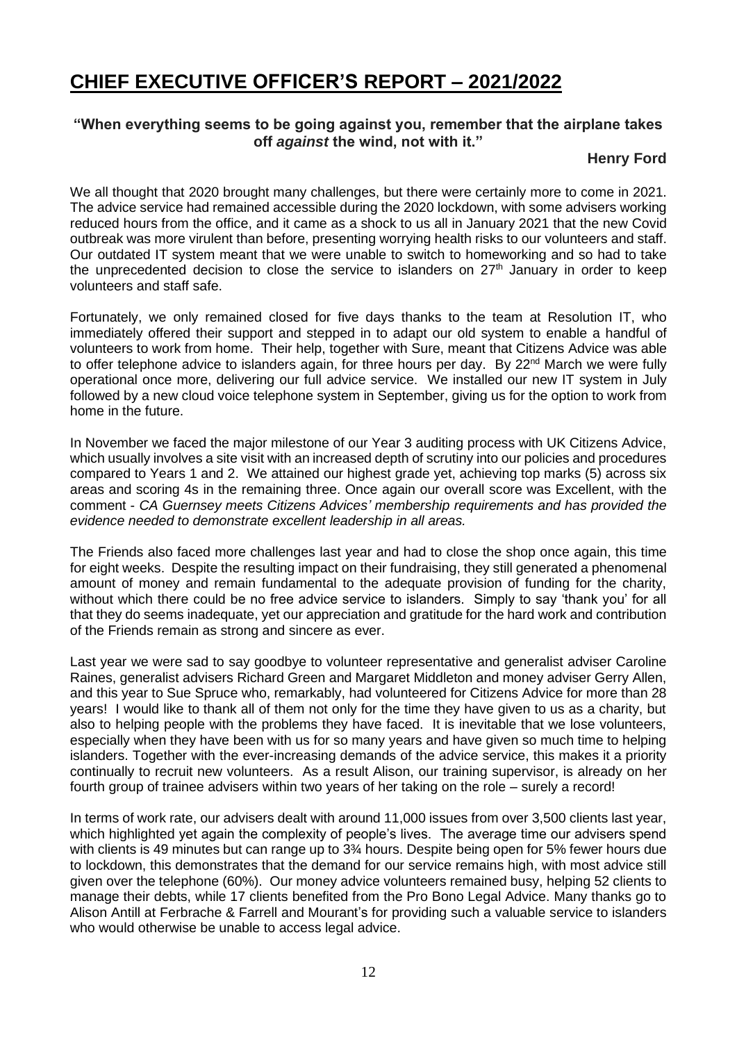# CHIEF EXECUTIVE OFFICER'S REPORT – 2021/2022

**"When everything seems to be going against you, remember that the airplane takes off *against* the wind, not with it."**

**Henry Ford**

We all thought that 2020 brought many challenges, but there were certainly more to come in 2021. The advice service had remained accessible during the 2020 lockdown, with some advisers working reduced hours from the office, and it came as a shock to us all in January 2021 that the new Covid outbreak was more virulent than before, presenting worrying health risks to our volunteers and staff. Our outdated IT system meant that we were unable to switch to homeworking and so had to take the unprecedented decision to close the service to islanders on 27th January in order to keep volunteers and staff safe.

Fortunately, we only remained closed for five days thanks to the team at Resolution IT, who immediately offered their support and stepped in to adapt our old system to enable a handful of volunteers to work from home. Their help, together with Sure, meant that Citizens Advice was able to offer telephone advice to islanders again, for three hours per day. By 22nd March we were fully operational once more, delivering our full advice service. We installed our new IT system in July followed by a new cloud voice telephone system in September, giving us for the option to work from home in the future.

In November we faced the major milestone of our Year 3 auditing process with UK Citizens Advice, which usually involves a site visit with an increased depth of scrutiny into our policies and procedures compared to Years 1 and 2. We attained our highest grade yet, achieving top marks (5) across six areas and scoring 4s in the remaining three. Once again our overall score was Excellent, with the comment - *CA Guernsey meets Citizens Advices' membership requirements and has provided the evidence needed to demonstrate excellent leadership in all areas.*

The Friends also faced more challenges last year and had to close the shop once again, this time for eight weeks. Despite the resulting impact on their fundraising, they still generated a phenomenal amount of money and remain fundamental to the adequate provision of funding for the charity, without which there could be no free advice service to islanders. Simply to say 'thank you' for all that they do seems inadequate, yet our appreciation and gratitude for the hard work and contribution of the Friends remain as strong and sincere as ever.

Last year we were sad to say goodbye to volunteer representative and generalist adviser Caroline Raines, generalist advisers Richard Green and Margaret Middleton and money adviser Gerry Allen, and this year to Sue Spruce who, remarkably, had volunteered for Citizens Advice for more than 28 years! I would like to thank all of them not only for the time they have given to us as a charity, but also to helping people with the problems they have faced. It is inevitable that we lose volunteers, especially when they have been with us for so many years and have given so much time to helping islanders. Together with the ever-increasing demands of the advice service, this makes it a priority continually to recruit new volunteers. As a result Alison, our training supervisor, is already on her fourth group of trainee advisers within two years of her taking on the role – surely a record!

In terms of work rate, our advisers dealt with around 11,000 issues from over 3,500 clients last year, which highlighted yet again the complexity of people's lives. The average time our advisers spend with clients is 49 minutes but can range up to 3¾ hours. Despite being open for 5% fewer hours due to lockdown, this demonstrates that the demand for our service remains high, with most advice still given over the telephone (60%). Our money advice volunteers remained busy, helping 52 clients to manage their debts, while 17 clients benefited from the Pro Bono Legal Advice. Many thanks go to Alison Antill at Ferbrache & Farrell and Mourant's for providing such a valuable service to islanders who would otherwise be unable to access legal advice.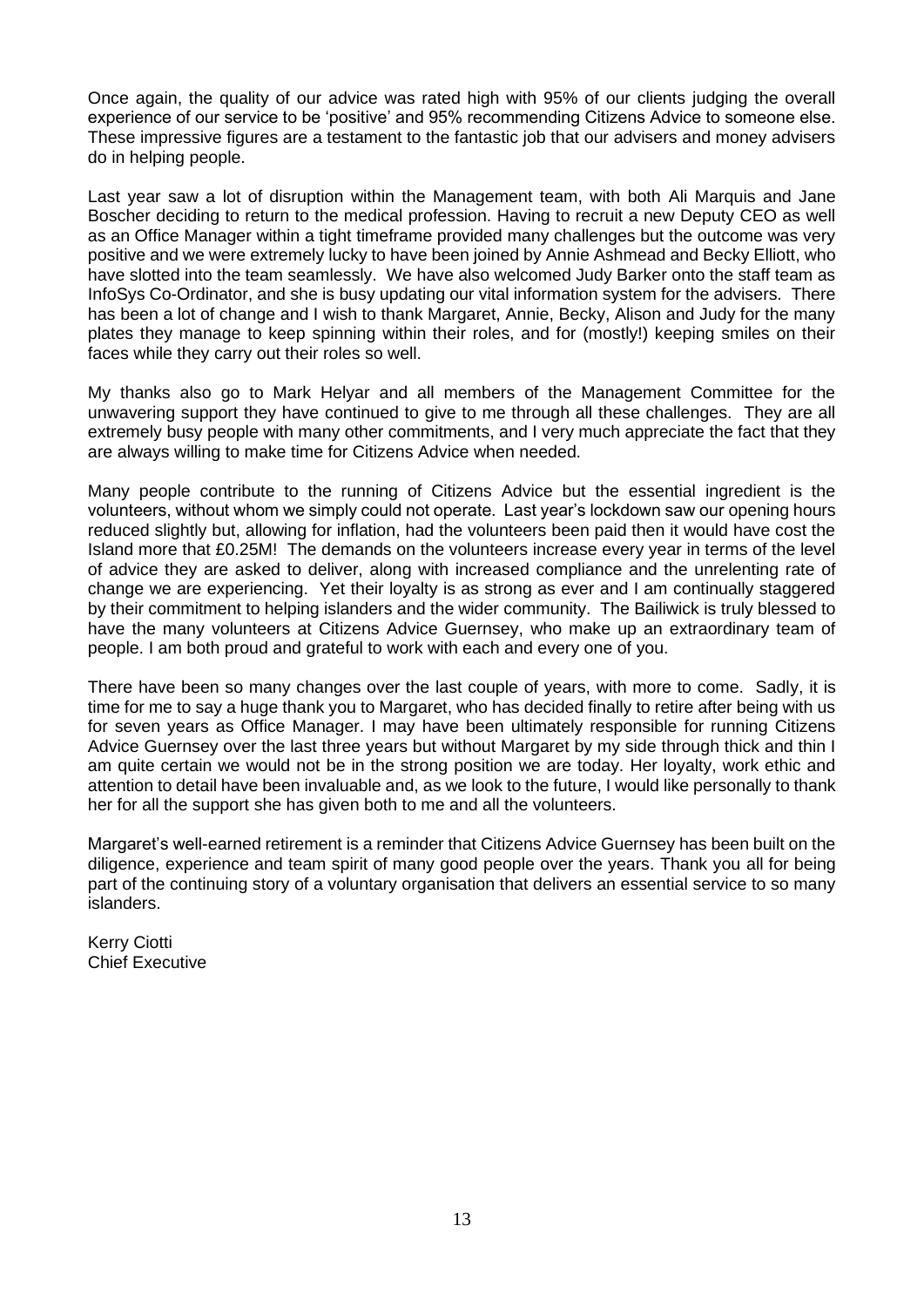Once again, the quality of our advice was rated high with 95% of our clients judging the overall experience of our service to be 'positive' and 95% recommending Citizens Advice to someone else. These impressive figures are a testament to the fantastic job that our advisers and money advisers do in helping people.

Last year saw a lot of disruption within the Management team, with both Ali Marquis and Jane Boscher deciding to return to the medical profession. Having to recruit a new Deputy CEO as well as an Office Manager within a tight timeframe provided many challenges but the outcome was very positive and we were extremely lucky to have been joined by Annie Ashmead and Becky Elliott, who have slotted into the team seamlessly. We have also welcomed Judy Barker onto the staff team as InfoSys Co-Ordinator, and she is busy updating our vital information system for the advisers. There has been a lot of change and I wish to thank Margaret, Annie, Becky, Alison and Judy for the many plates they manage to keep spinning within their roles, and for (mostly!) keeping smiles on their faces while they carry out their roles so well.

My thanks also go to Mark Helyar and all members of the Management Committee for the unwavering support they have continued to give to me through all these challenges. They are all extremely busy people with many other commitments, and I very much appreciate the fact that they are always willing to make time for Citizens Advice when needed.

Many people contribute to the running of Citizens Advice but the essential ingredient is the volunteers, without whom we simply could not operate. Last year's lockdown saw our opening hours reduced slightly but, allowing for inflation, had the volunteers been paid then it would have cost the Island more that £0.25M! The demands on the volunteers increase every year in terms of the level of advice they are asked to deliver, along with increased compliance and the unrelenting rate of change we are experiencing. Yet their loyalty is as strong as ever and I am continually staggered by their commitment to helping islanders and the wider community. The Bailiwick is truly blessed to have the many volunteers at Citizens Advice Guernsey, who make up an extraordinary team of people. I am both proud and grateful to work with each and every one of you.

There have been so many changes over the last couple of years, with more to come. Sadly, it is time for me to say a huge thank you to Margaret, who has decided finally to retire after being with us for seven years as Office Manager. I may have been ultimately responsible for running Citizens Advice Guernsey over the last three years but without Margaret by my side through thick and thin I am quite certain we would not be in the strong position we are today. Her loyalty, work ethic and attention to detail have been invaluable and, as we look to the future, I would like personally to thank her for all the support she has given both to me and all the volunteers.

Margaret's well-earned retirement is a reminder that Citizens Advice Guernsey has been built on the diligence, experience and team spirit of many good people over the years. Thank you all for being part of the continuing story of a voluntary organisation that delivers an essential service to so many islanders.

Kerry Ciotti
Chief Executive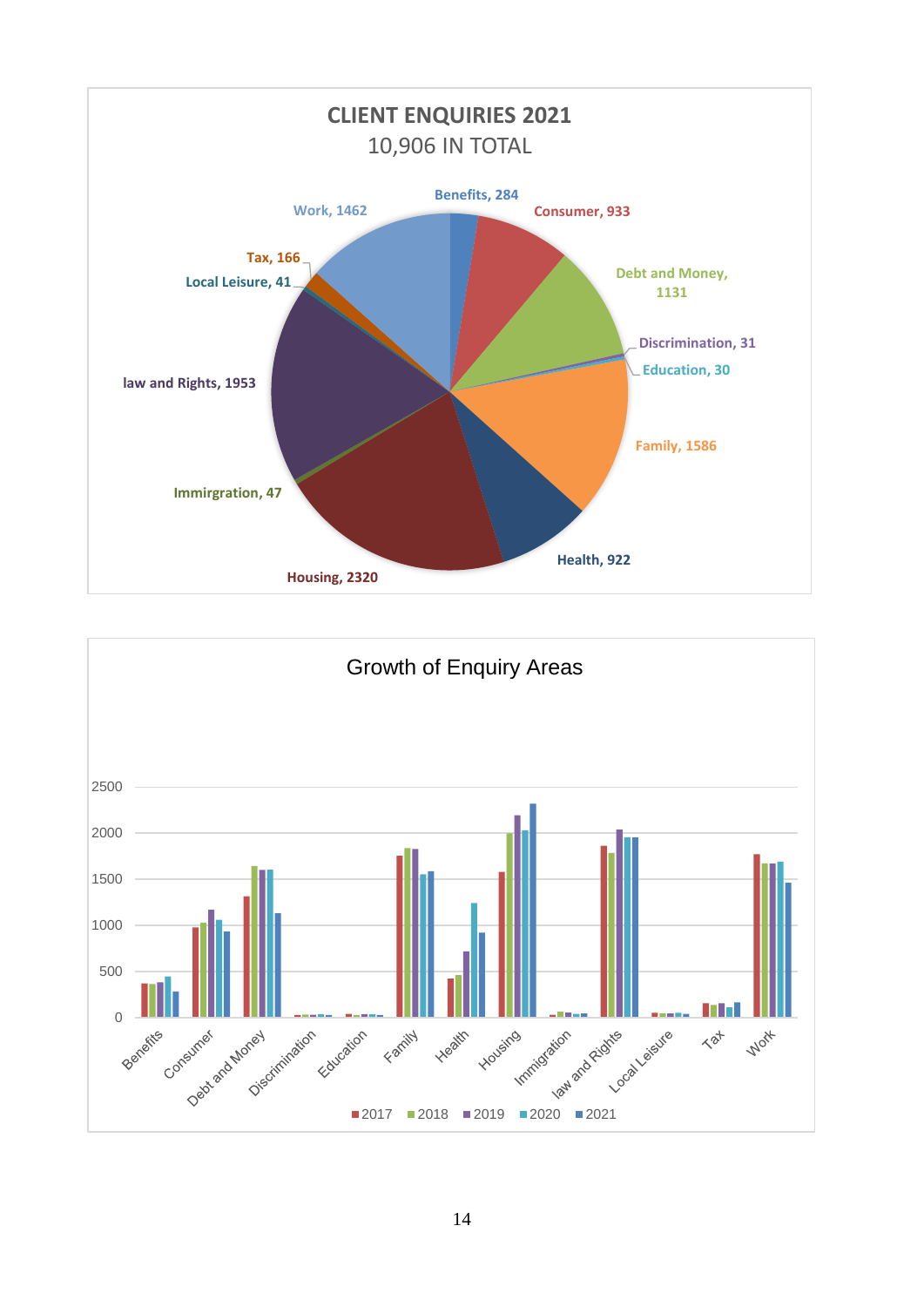**CLIENT ENQUIRIES 2021**

10,906 IN TOTAL

| Category | Enquiries |
|---|---|
| Benefits | 284 |
| Consumer | 933 |
| Debt and Money | 1131 |
| Discrimination | 31 |
| Education | 30 |
| Family | 1586 |
| Health | 922 |
| Housing | 2320 |
| Immirgration | 47 |
| law and Rights | 1953 |
| Local Leisure | 41 |
| Tax | 166 |
| Work | 1462 |

**Growth of Enquiry Areas**

Categories: Benefits, Consumer, Debt and Money, Discrimination, Education, Family, Health, Housing, Immigration, law and Rights, Local Leisure, Tax, Work

Legend: 2017, 2018, 2019, 2020, 2021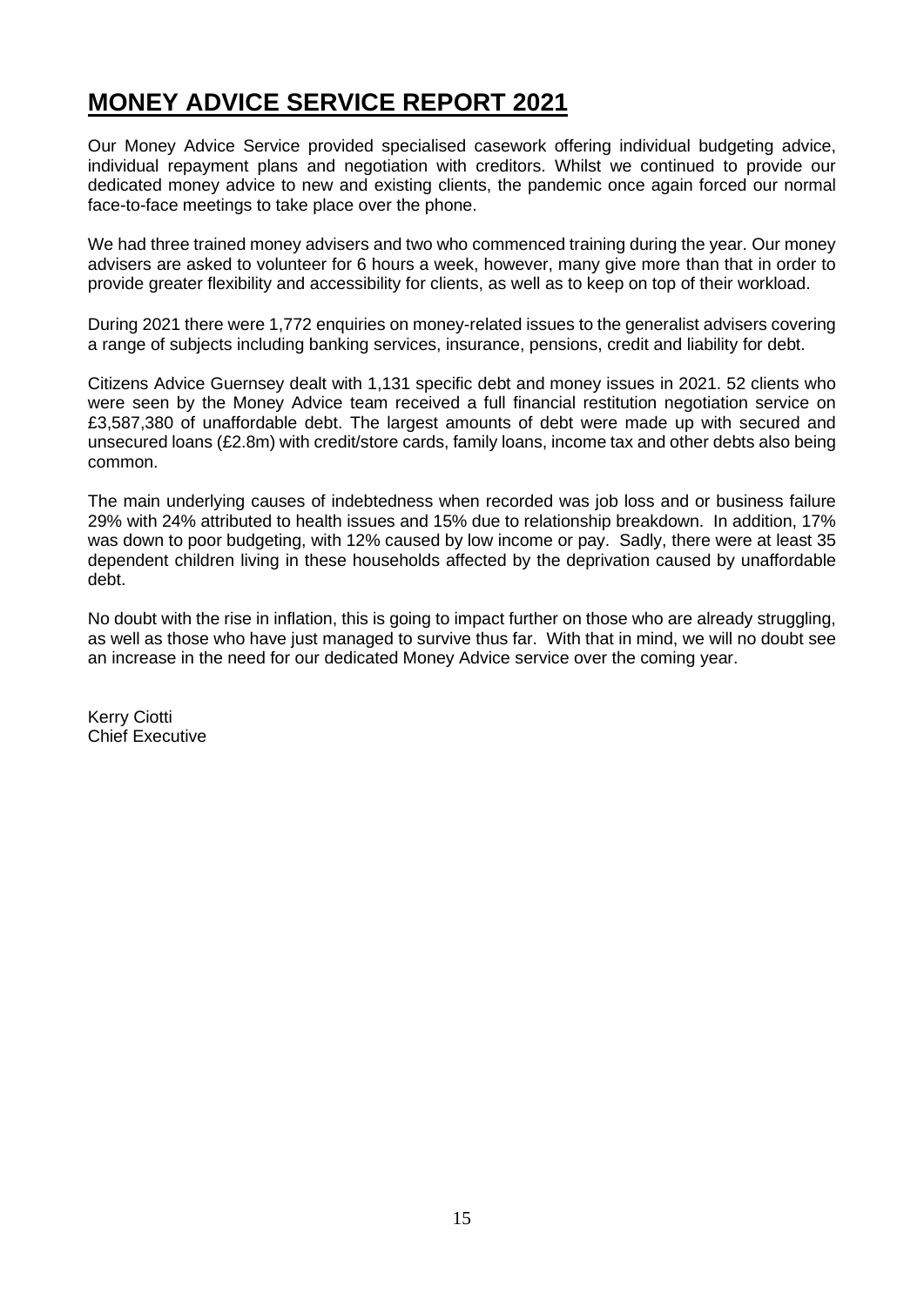# MONEY ADVICE SERVICE REPORT 2021

Our Money Advice Service provided specialised casework offering individual budgeting advice, individual repayment plans and negotiation with creditors. Whilst we continued to provide our dedicated money advice to new and existing clients, the pandemic once again forced our normal face-to-face meetings to take place over the phone.

We had three trained money advisers and two who commenced training during the year. Our money advisers are asked to volunteer for 6 hours a week, however, many give more than that in order to provide greater flexibility and accessibility for clients, as well as to keep on top of their workload.

During 2021 there were 1,772 enquiries on money-related issues to the generalist advisers covering a range of subjects including banking services, insurance, pensions, credit and liability for debt.

Citizens Advice Guernsey dealt with 1,131 specific debt and money issues in 2021. 52 clients who were seen by the Money Advice team received a full financial restitution negotiation service on £3,587,380 of unaffordable debt. The largest amounts of debt were made up with secured and unsecured loans (£2.8m) with credit/store cards, family loans, income tax and other debts also being common.

The main underlying causes of indebtedness when recorded was job loss and or business failure 29% with 24% attributed to health issues and 15% due to relationship breakdown. In addition, 17% was down to poor budgeting, with 12% caused by low income or pay. Sadly, there were at least 35 dependent children living in these households affected by the deprivation caused by unaffordable debt.

No doubt with the rise in inflation, this is going to impact further on those who are already struggling, as well as those who have just managed to survive thus far. With that in mind, we will no doubt see an increase in the need for our dedicated Money Advice service over the coming year.

Kerry Ciotti
Chief Executive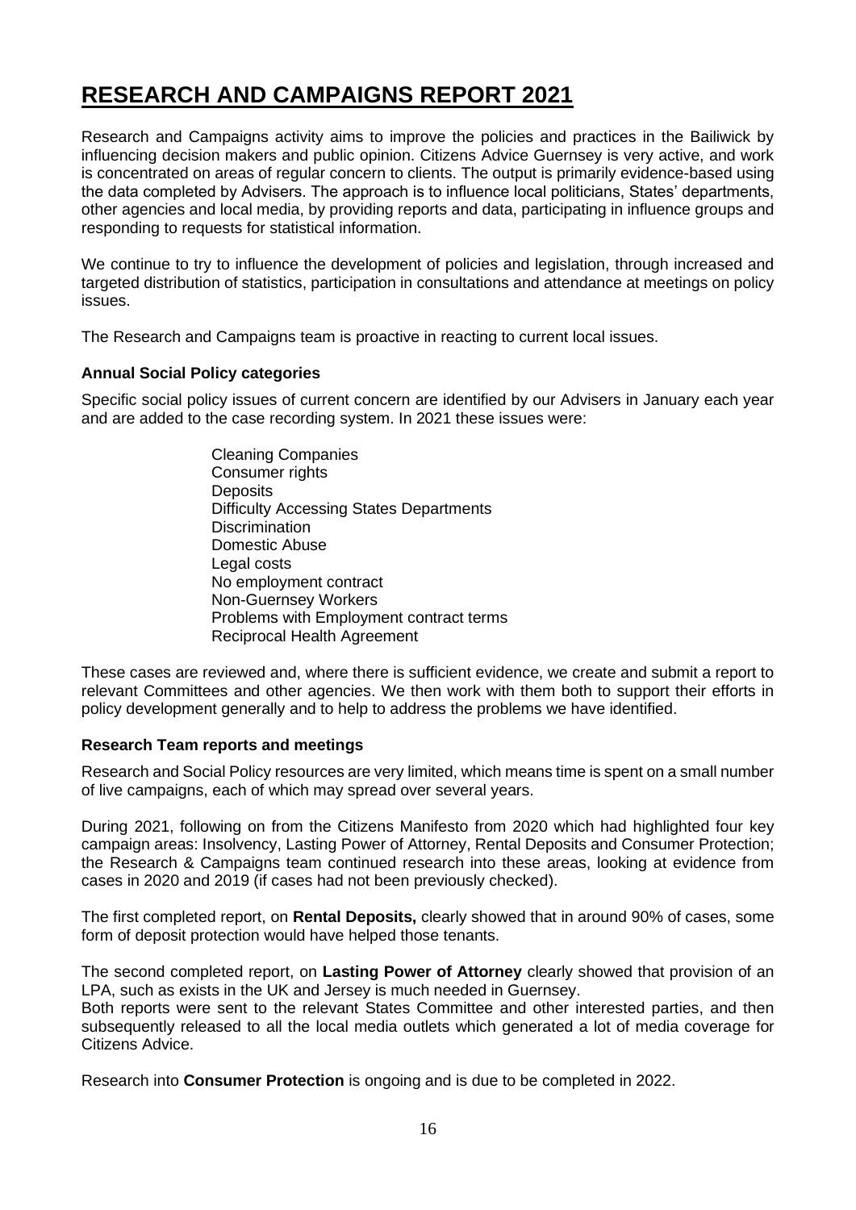# RESEARCH AND CAMPAIGNS REPORT 2021

Research and Campaigns activity aims to improve the policies and practices in the Bailiwick by influencing decision makers and public opinion. Citizens Advice Guernsey is very active, and work is concentrated on areas of regular concern to clients. The output is primarily evidence-based using the data completed by Advisers. The approach is to influence local politicians, States' departments, other agencies and local media, by providing reports and data, participating in influence groups and responding to requests for statistical information.

We continue to try to influence the development of policies and legislation, through increased and targeted distribution of statistics, participation in consultations and attendance at meetings on policy issues.

The Research and Campaigns team is proactive in reacting to current local issues.

### Annual Social Policy categories

Specific social policy issues of current concern are identified by our Advisers in January each year and are added to the case recording system. In 2021 these issues were:

- Cleaning Companies
- Consumer rights
- Deposits
- Difficulty Accessing States Departments
- Discrimination
- Domestic Abuse
- Legal costs
- No employment contract
- Non-Guernsey Workers
- Problems with Employment contract terms
- Reciprocal Health Agreement

These cases are reviewed and, where there is sufficient evidence, we create and submit a report to relevant Committees and other agencies. We then work with them both to support their efforts in policy development generally and to help to address the problems we have identified.

### Research Team reports and meetings

Research and Social Policy resources are very limited, which means time is spent on a small number of live campaigns, each of which may spread over several years.

During 2021, following on from the Citizens Manifesto from 2020 which had highlighted four key campaign areas: Insolvency, Lasting Power of Attorney, Rental Deposits and Consumer Protection; the Research & Campaigns team continued research into these areas, looking at evidence from cases in 2020 and 2019 (if cases had not been previously checked).

The first completed report, on **Rental Deposits,** clearly showed that in around 90% of cases, some form of deposit protection would have helped those tenants.

The second completed report, on **Lasting Power of Attorney** clearly showed that provision of an LPA, such as exists in the UK and Jersey is much needed in Guernsey.
Both reports were sent to the relevant States Committee and other interested parties, and then subsequently released to all the local media outlets which generated a lot of media coverage for Citizens Advice.

Research into **Consumer Protection** is ongoing and is due to be completed in 2022.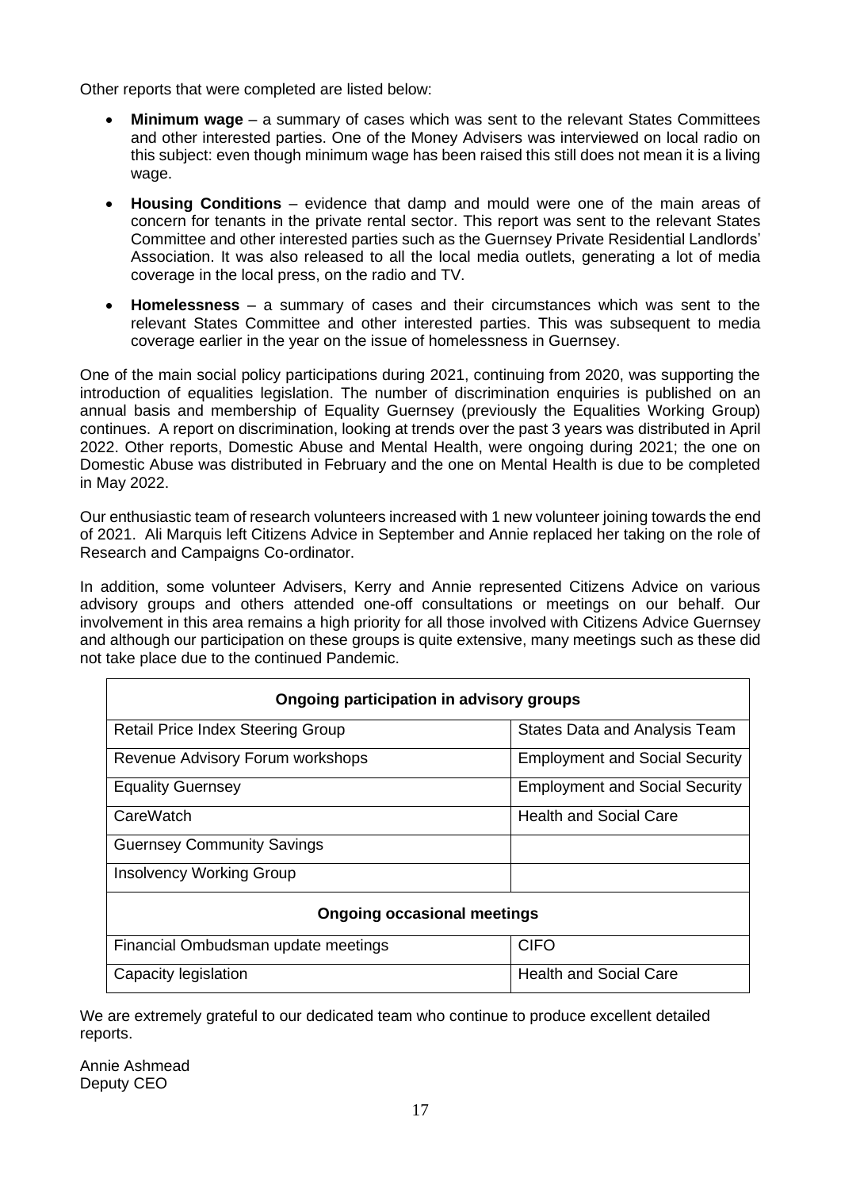Other reports that were completed are listed below:

- **Minimum wage** – a summary of cases which was sent to the relevant States Committees and other interested parties. One of the Money Advisers was interviewed on local radio on this subject: even though minimum wage has been raised this still does not mean it is a living wage.
- **Housing Conditions** – evidence that damp and mould were one of the main areas of concern for tenants in the private rental sector. This report was sent to the relevant States Committee and other interested parties such as the Guernsey Private Residential Landlords' Association. It was also released to all the local media outlets, generating a lot of media coverage in the local press, on the radio and TV.
- **Homelessness** – a summary of cases and their circumstances which was sent to the relevant States Committee and other interested parties. This was subsequent to media coverage earlier in the year on the issue of homelessness in Guernsey.

One of the main social policy participations during 2021, continuing from 2020, was supporting the introduction of equalities legislation. The number of discrimination enquiries is published on an annual basis and membership of Equality Guernsey (previously the Equalities Working Group) continues. A report on discrimination, looking at trends over the past 3 years was distributed in April 2022. Other reports, Domestic Abuse and Mental Health, were ongoing during 2021; the one on Domestic Abuse was distributed in February and the one on Mental Health is due to be completed in May 2022.

Our enthusiastic team of research volunteers increased with 1 new volunteer joining towards the end of 2021. Ali Marquis left Citizens Advice in September and Annie replaced her taking on the role of Research and Campaigns Co-ordinator.

In addition, some volunteer Advisers, Kerry and Annie represented Citizens Advice on various advisory groups and others attended one-off consultations or meetings on our behalf. Our involvement in this area remains a high priority for all those involved with Citizens Advice Guernsey and although our participation on these groups is quite extensive, many meetings such as these did not take place due to the continued Pandemic.

| **Ongoing participation in advisory groups** | |
|---|---|
| Retail Price Index Steering Group | States Data and Analysis Team |
| Revenue Advisory Forum workshops | Employment and Social Security |
| Equality Guernsey | Employment and Social Security |
| CareWatch | Health and Social Care |
| Guernsey Community Savings | |
| Insolvency Working Group | |
| **Ongoing occasional meetings** | |
| Financial Ombudsman update meetings | CIFO |
| Capacity legislation | Health and Social Care |

We are extremely grateful to our dedicated team who continue to produce excellent detailed reports.

Annie Ashmead
Deputy CEO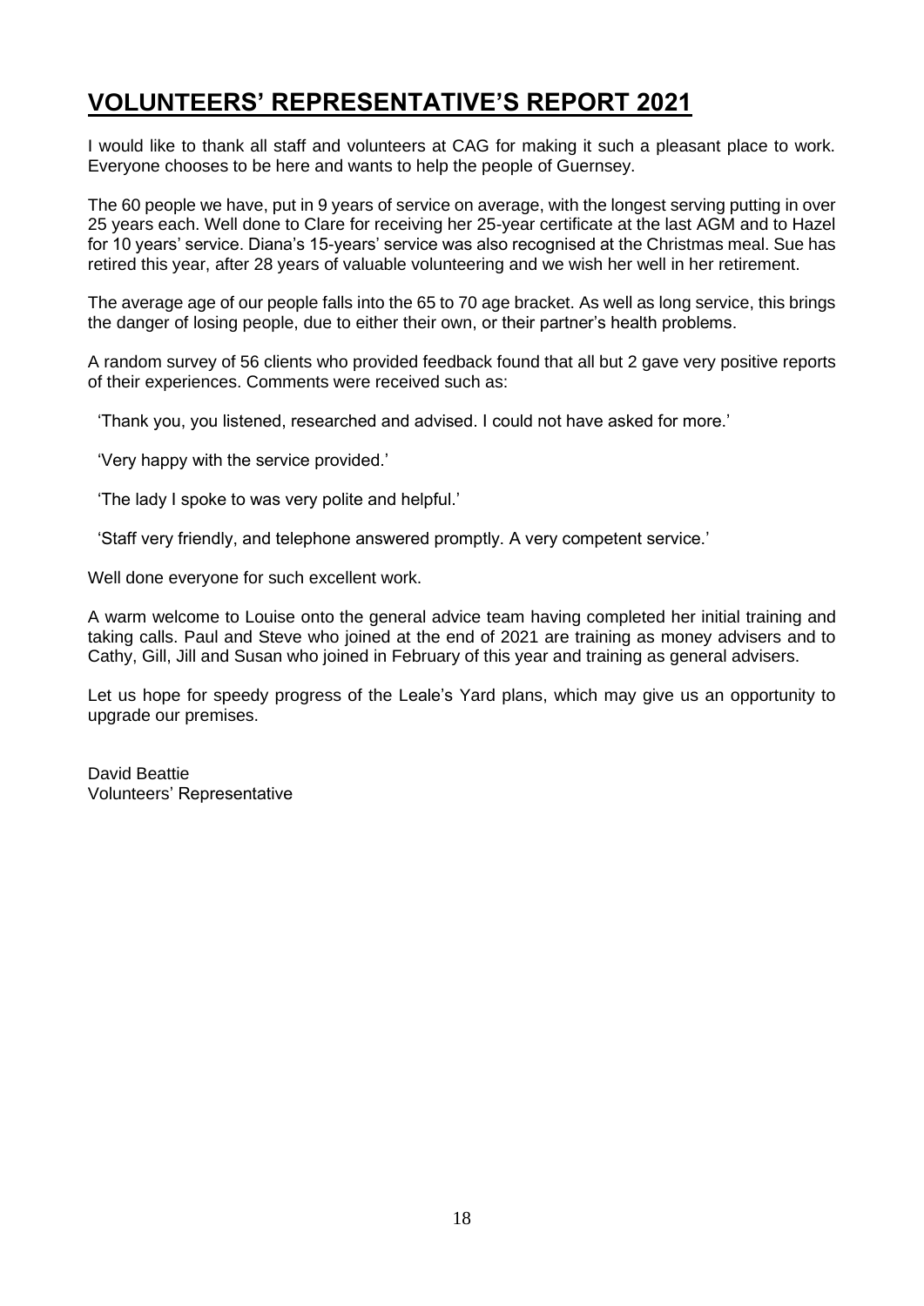# VOLUNTEERS' REPRESENTATIVE'S REPORT 2021

I would like to thank all staff and volunteers at CAG for making it such a pleasant place to work. Everyone chooses to be here and wants to help the people of Guernsey.

The 60 people we have, put in 9 years of service on average, with the longest serving putting in over 25 years each. Well done to Clare for receiving her 25-year certificate at the last AGM and to Hazel for 10 years' service. Diana's 15-years' service was also recognised at the Christmas meal. Sue has retired this year, after 28 years of valuable volunteering and we wish her well in her retirement.

The average age of our people falls into the 65 to 70 age bracket. As well as long service, this brings the danger of losing people, due to either their own, or their partner's health problems.

A random survey of 56 clients who provided feedback found that all but 2 gave very positive reports of their experiences. Comments were received such as:

'Thank you, you listened, researched and advised. I could not have asked for more.'

'Very happy with the service provided.'

'The lady I spoke to was very polite and helpful.'

'Staff very friendly, and telephone answered promptly. A very competent service.'

Well done everyone for such excellent work.

A warm welcome to Louise onto the general advice team having completed her initial training and taking calls. Paul and Steve who joined at the end of 2021 are training as money advisers and to Cathy, Gill, Jill and Susan who joined in February of this year and training as general advisers.

Let us hope for speedy progress of the Leale's Yard plans, which may give us an opportunity to upgrade our premises.

David Beattie
Volunteers' Representative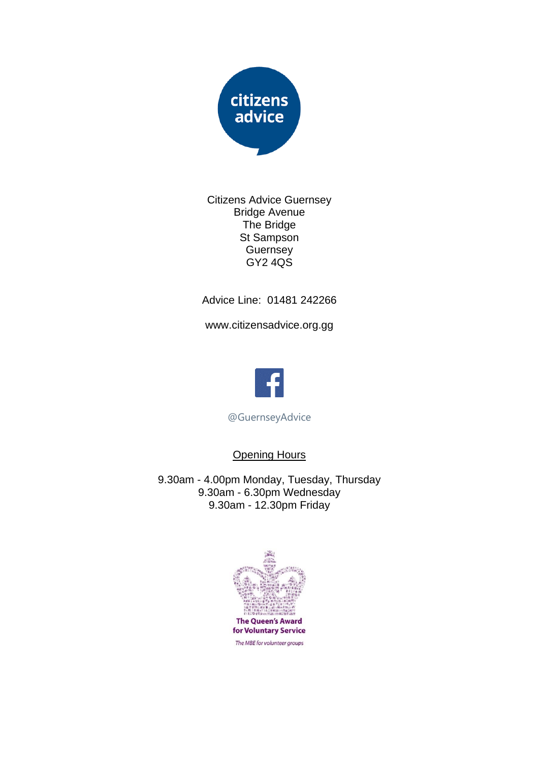citizens advice

Citizens Advice Guernsey
Bridge Avenue
The Bridge
St Sampson
Guernsey
GY2 4QS

Advice Line: 01481 242266

www.citizensadvice.org.gg

@GuernseyAdvice

Opening Hours

9.30am - 4.00pm Monday, Tuesday, Thursday
9.30am - 6.30pm Wednesday
9.30am - 12.30pm Friday

The Queen's Award for Voluntary Service

*The MBE for volunteer groups*